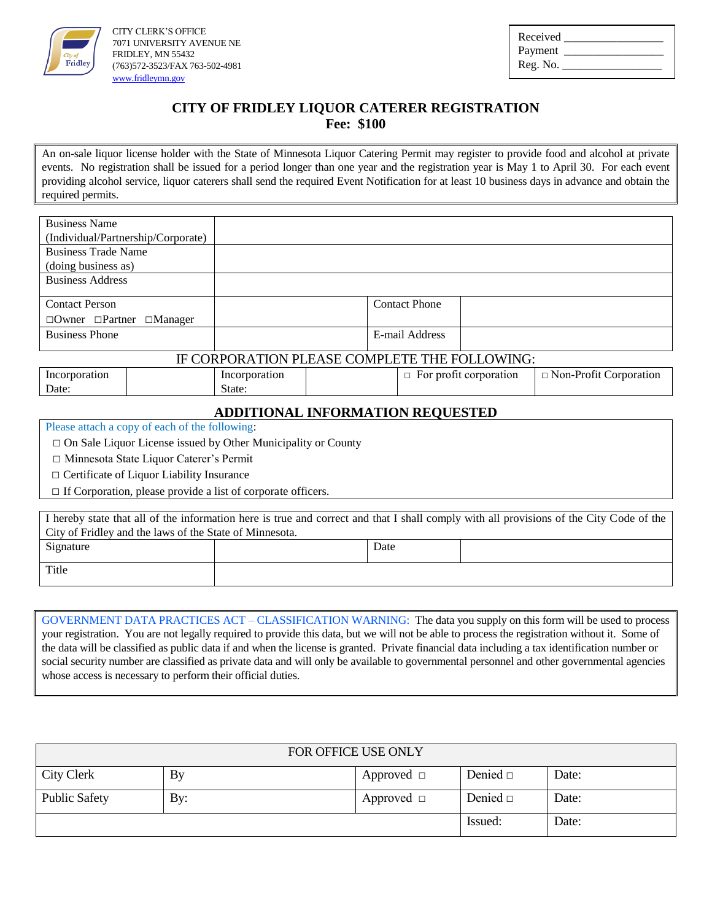CITY CLERK'S OFFICE
7071 UNIVERSITY AVENUE NE
FRIDLEY, MN 55432
(763)572-3523/FAX 763-502-4981
www.fridleymn.gov

Received _______________
Payment _______________
Reg. No. _______________

# CITY OF FRIDLEY LIQUOR CATERER REGISTRATION

**Fee: $100**

An on-sale liquor license holder with the State of Minnesota Liquor Catering Permit may register to provide food and alcohol at private events. No registration shall be issued for a period longer than one year and the registration year is May 1 to April 30. For each event providing alcohol service, liquor caterers shall send the required Event Notification for at least 10 business days in advance and obtain the required permits.

| | | | |
|---|---|---|---|
| Business Name (Individual/Partnership/Corporate) | | | |
| Business Trade Name (doing business as) | | | |
| Business Address | | | |
| Contact Person ☐Owner ☐Partner ☐Manager | | Contact Phone | |
| Business Phone | | E-mail Address | |

IF CORPORATION PLEASE COMPLETE THE FOLLOWING:

| | | | | | |
|---|---|---|---|---|---|
| Incorporation Date: | | Incorporation State: | | ☐ For profit corporation | ☐ Non-Profit Corporation |

## ADDITIONAL INFORMATION REQUESTED

Please attach a copy of each of the following:

- ☐ On Sale Liquor License issued by Other Municipality or County
- ☐ Minnesota State Liquor Caterer's Permit
- ☐ Certificate of Liquor Liability Insurance
- ☐ If Corporation, please provide a list of corporate officers.

I hereby state that all of the information here is true and correct and that I shall comply with all provisions of the City Code of the City of Fridley and the laws of the State of Minnesota.

| | | | |
|---|---|---|---|
| Signature | | Date | |
| Title | | | |

GOVERNMENT DATA PRACTICES ACT – CLASSIFICATION WARNING: The data you supply on this form will be used to process your registration. You are not legally required to provide this data, but we will not be able to process the registration without it. Some of the data will be classified as public data if and when the license is granted. Private financial data including a tax identification number or social security number are classified as private data and will only be available to governmental personnel and other governmental agencies whose access is necessary to perform their official duties.

| FOR OFFICE USE ONLY | | | | |
|---|---|---|---|---|
| City Clerk | By | Approved ☐ | Denied ☐ | Date: |
| Public Safety | By: | Approved ☐ | Denied ☐ | Date: |
| | | | Issued: | Date: |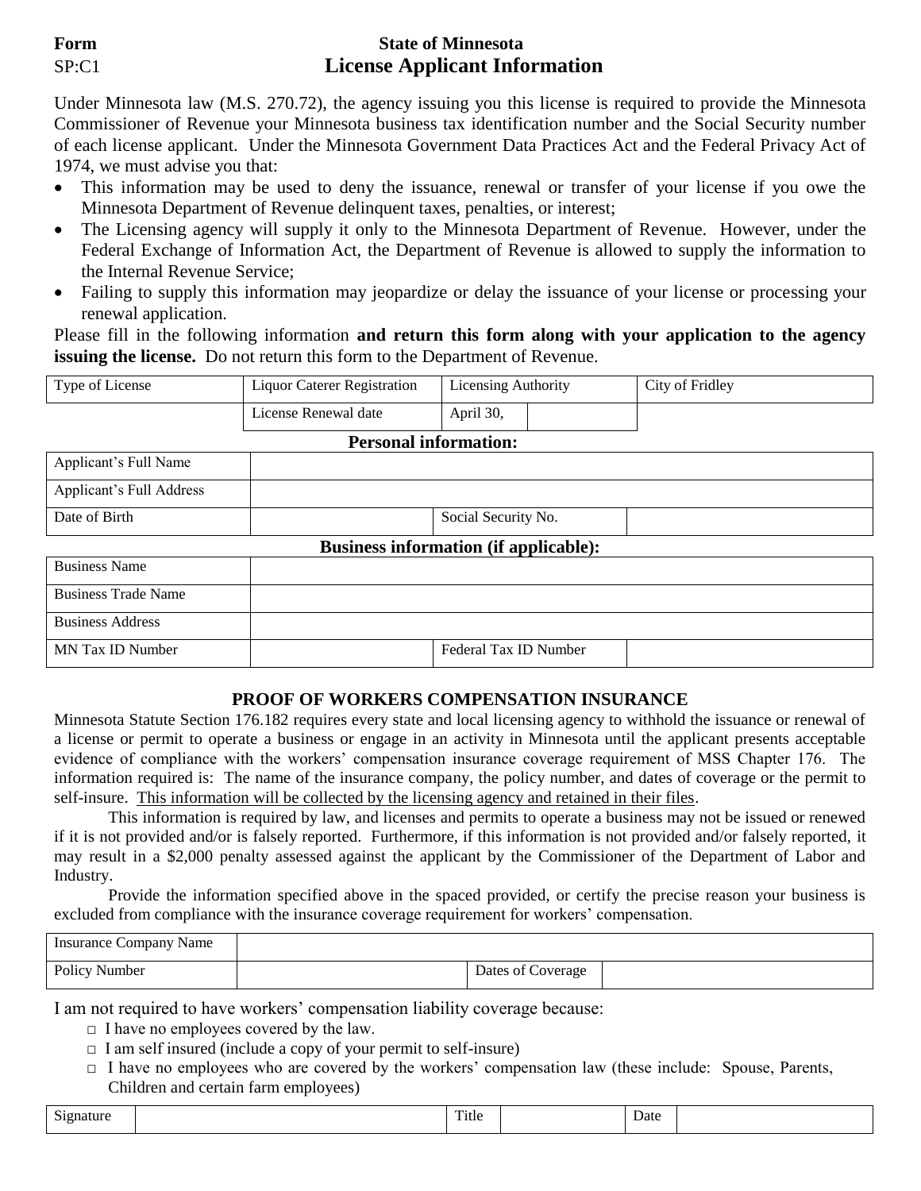**Form** SP:C1

# State of Minnesota
## License Applicant Information

Under Minnesota law (M.S. 270.72), the agency issuing you this license is required to provide the Minnesota Commissioner of Revenue your Minnesota business tax identification number and the Social Security number of each license applicant. Under the Minnesota Government Data Practices Act and the Federal Privacy Act of 1974, we must advise you that:

- This information may be used to deny the issuance, renewal or transfer of your license if you owe the Minnesota Department of Revenue delinquent taxes, penalties, or interest;
- The Licensing agency will supply it only to the Minnesota Department of Revenue. However, under the Federal Exchange of Information Act, the Department of Revenue is allowed to supply the information to the Internal Revenue Service;
- Failing to supply this information may jeopardize or delay the issuance of your license or processing your renewal application.

Please fill in the following information **and return this form along with your application to the agency issuing the license.** Do not return this form to the Department of Revenue.

| Type of License | Liquor Caterer Registration | Licensing Authority | | City of Fridley |
|---|---|---|---|---|
| | License Renewal date | April 30, | | |

**Personal information:**

| Applicant's Full Name | | | |
|---|---|---|---|
| Applicant's Full Address | | | |
| Date of Birth | | Social Security No. | |

**Business information (if applicable):**

| Business Name | | | |
|---|---|---|---|
| Business Trade Name | | | |
| Business Address | | | |
| MN Tax ID Number | | Federal Tax ID Number | |

### PROOF OF WORKERS COMPENSATION INSURANCE

Minnesota Statute Section 176.182 requires every state and local licensing agency to withhold the issuance or renewal of a license or permit to operate a business or engage in an activity in Minnesota until the applicant presents acceptable evidence of compliance with the workers' compensation insurance coverage requirement of MSS Chapter 176. The information required is: The name of the insurance company, the policy number, and dates of coverage or the permit to self-insure. <u>This information will be collected by the licensing agency and retained in their files</u>.

This information is required by law, and licenses and permits to operate a business may not be issued or renewed if it is not provided and/or is falsely reported. Furthermore, if this information is not provided and/or falsely reported, it may result in a $2,000 penalty assessed against the applicant by the Commissioner of the Department of Labor and Industry.

Provide the information specified above in the spaced provided, or certify the precise reason your business is excluded from compliance with the insurance coverage requirement for workers' compensation.

| Insurance Company Name | | | |
|---|---|---|---|
| Policy Number | | Dates of Coverage | |

I am not required to have workers' compensation liability coverage because:

- □ I have no employees covered by the law.
- □ I am self insured (include a copy of your permit to self-insure)
- □ I have no employees who are covered by the workers' compensation law (these include: Spouse, Parents, Children and certain farm employees)

| Signature | | Title | | Date | |
|---|---|---|---|---|---|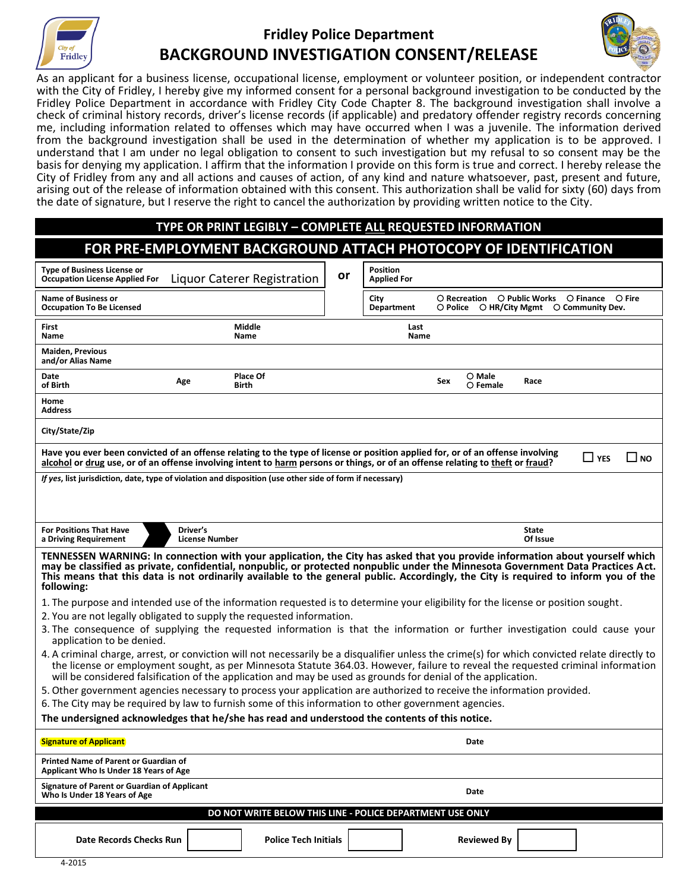# Fridley Police Department

# BACKGROUND INVESTIGATION CONSENT/RELEASE

As an applicant for a business license, occupational license, employment or volunteer position, or independent contractor with the City of Fridley, I hereby give my informed consent for a personal background investigation to be conducted by the Fridley Police Department in accordance with Fridley City Code Chapter 8. The background investigation shall involve a check of criminal history records, driver's license records (if applicable) and predatory offender registry records concerning me, including information related to offenses which may have occurred when I was a juvenile. The information derived from the background investigation shall be used in the determination of whether my application is to be approved. I understand that I am under no legal obligation to consent to such investigation but my refusal to so consent may be the basis for denying my application. I affirm that the information I provide on this form is true and correct. I hereby release the City of Fridley from any and all actions and causes of action, of any kind and nature whatsoever, past, present and future, arising out of the release of information obtained with this consent. This authorization shall be valid for sixty (60) days from the date of signature, but I reserve the right to cancel the authorization by providing written notice to the City.

**TYPE OR PRINT LEGIBLY – COMPLETE ALL REQUESTED INFORMATION**

**FOR PRE-EMPLOYMENT BACKGROUND ATTACH PHOTOCOPY OF IDENTIFICATION**

| | | | | |
|---|---|---|---|---|
| **Type of Business License or Occupation License Applied For** | Liquor Caterer Registration | **or** | **Position Applied For** | |
| **Name of Business or Occupation To Be Licensed** | | | **City Department** | ○ Recreation ○ Public Works ○ Finance ○ Fire ○ Police ○ HR/City Mgmt ○ Community Dev. |

| | | | | | |
|---|---|---|---|---|---|
| **First Name** | | **Middle Name** | | **Last Name** | |
| **Maiden, Previous and/or Alias Name** | | | | | |
| **Date of Birth** | **Age** | **Place Of Birth** | **Sex** ○ Male ○ Female | **Race** | |
| **Home Address** | | | | | |
| **City/State/Zip** | | | | | |

**Have you ever been convicted of an offense relating to the type of license or position applied for, or of an offense involving alcohol or drug use, or of an offense involving intent to harm persons or things, or of an offense relating to theft or fraud?** ☐ **YES** ☐ **NO**

***If yes*, list jurisdiction, date, type of violation and disposition (use other side of form if necessary)**

| | | |
|---|---|---|
| **For Positions That Have a Driving Requirement** | **Driver's License Number** | **State Of Issue** |

**TENNESSEN WARNING: In connection with your application, the City has asked that you provide information about yourself which may be classified as private, confidential, nonpublic, or protected nonpublic under the Minnesota Government Data Practices Act. This means that this data is not ordinarily available to the general public. Accordingly, the City is required to inform you of the following:**

1. The purpose and intended use of the information requested is to determine your eligibility for the license or position sought.
2. You are not legally obligated to supply the requested information.
3. The consequence of supplying the requested information is that the information or further investigation could cause your application to be denied.
4. A criminal charge, arrest, or conviction will not necessarily be a disqualifier unless the crime(s) for which convicted relate directly to the license or employment sought, as per Minnesota Statute 364.03. However, failure to reveal the requested criminal information will be considered falsification of the application and may be used as grounds for denial of the application.
5. Other government agencies necessary to process your application are authorized to receive the information provided.
6. The City may be required by law to furnish some of this information to other government agencies.

**The undersigned acknowledges that he/she has read and understood the contents of this notice.**

| | |
|---|---|
| **Signature of Applicant** | **Date** |
| **Printed Name of Parent or Guardian of Applicant Who Is Under 18 Years of Age** | |
| **Signature of Parent or Guardian of Applicant Who Is Under 18 Years of Age** | **Date** |

**DO NOT WRITE BELOW THIS LINE - POLICE DEPARTMENT USE ONLY**

| | | | | | |
|---|---|---|---|---|---|
| **Date Records Checks Run** | | **Police Tech Initials** | | **Reviewed By** | |

4-2015